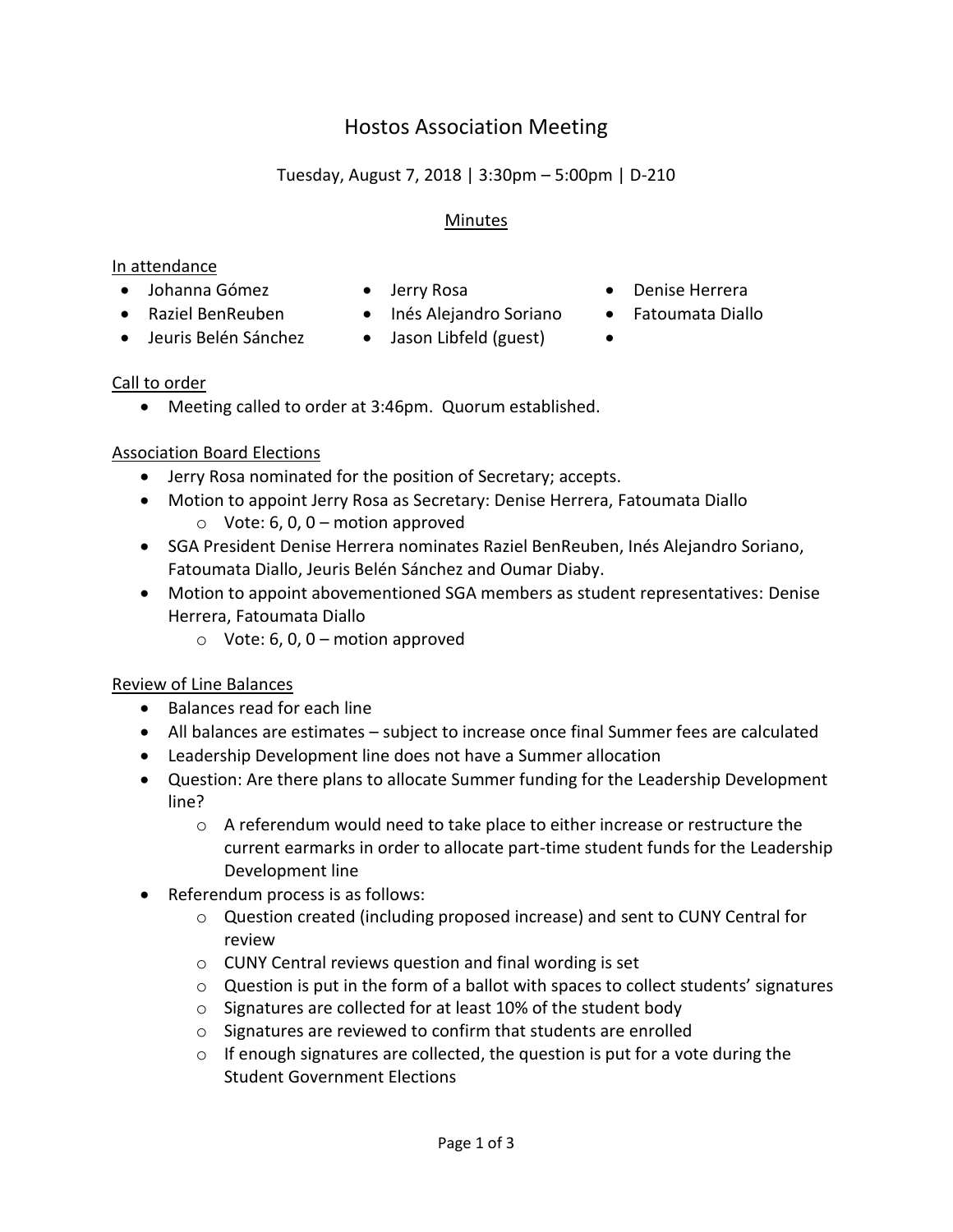# Hostos Association Meeting

Tuesday, August 7, 2018 | 3:30pm – 5:00pm | D-210

## Minutes

### In attendance

- Johanna Gómez
- Raziel BenReuben
- Jeuris Belén Sánchez
- Jerry Rosa
- Inés Alejandro Soriano
- Jason Libfeld (guest)
- Denise Herrera
- Fatoumata Diallo

### Call to order

- Meeting called to order at 3:46pm. Quorum established.

### Association Board Elections

- Jerry Rosa nominated for the position of Secretary; accepts.
- Motion to appoint Jerry Rosa as Secretary: Denise Herrera, Fatoumata Diallo
  - Vote: 6, 0, 0 – motion approved
- SGA President Denise Herrera nominates Raziel BenReuben, Inés Alejandro Soriano, Fatoumata Diallo, Jeuris Belén Sánchez and Oumar Diaby.
- Motion to appoint abovementioned SGA members as student representatives: Denise Herrera, Fatoumata Diallo
  - Vote: 6, 0, 0 – motion approved

### Review of Line Balances

- Balances read for each line
- All balances are estimates – subject to increase once final Summer fees are calculated
- Leadership Development line does not have a Summer allocation
- Question: Are there plans to allocate Summer funding for the Leadership Development line?
  - A referendum would need to take place to either increase or restructure the current earmarks in order to allocate part-time student funds for the Leadership Development line
- Referendum process is as follows:
  - Question created (including proposed increase) and sent to CUNY Central for review
  - CUNY Central reviews question and final wording is set
  - Question is put in the form of a ballot with spaces to collect students' signatures
  - Signatures are collected for at least 10% of the student body
  - Signatures are reviewed to confirm that students are enrolled
  - If enough signatures are collected, the question is put for a vote during the Student Government Elections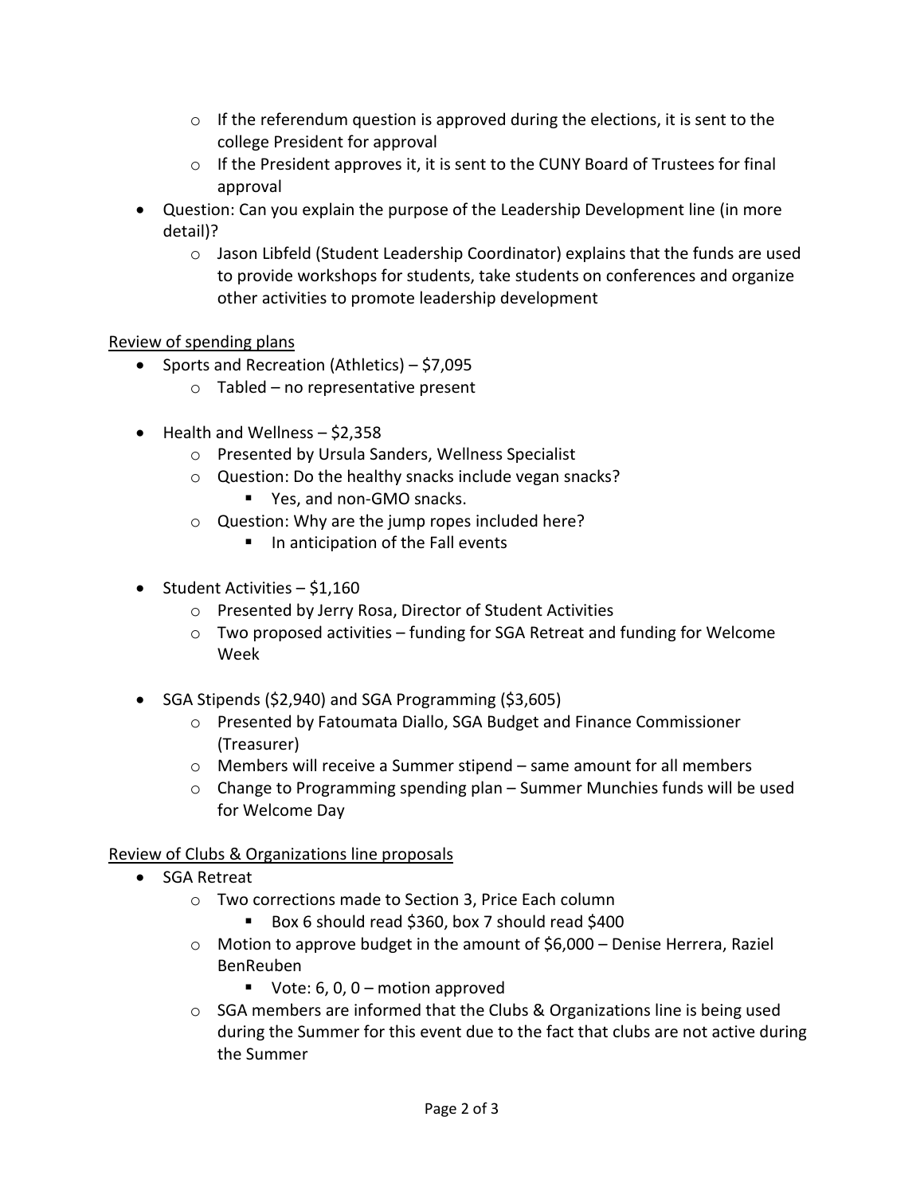- If the referendum question is approved during the elections, it is sent to the college President for approval
  - If the President approves it, it is sent to the CUNY Board of Trustees for final approval
- Question: Can you explain the purpose of the Leadership Development line (in more detail)?
  - Jason Libfeld (Student Leadership Coordinator) explains that the funds are used to provide workshops for students, take students on conferences and organize other activities to promote leadership development

Review of spending plans

- Sports and Recreation (Athletics) – $7,095
  - Tabled – no representative present
- Health and Wellness – $2,358
  - Presented by Ursula Sanders, Wellness Specialist
  - Question: Do the healthy snacks include vegan snacks?
    - Yes, and non-GMO snacks.
  - Question: Why are the jump ropes included here?
    - In anticipation of the Fall events
- Student Activities – $1,160
  - Presented by Jerry Rosa, Director of Student Activities
  - Two proposed activities – funding for SGA Retreat and funding for Welcome Week
- SGA Stipends ($2,940) and SGA Programming ($3,605)
  - Presented by Fatoumata Diallo, SGA Budget and Finance Commissioner (Treasurer)
  - Members will receive a Summer stipend – same amount for all members
  - Change to Programming spending plan – Summer Munchies funds will be used for Welcome Day

Review of Clubs & Organizations line proposals

- SGA Retreat
  - Two corrections made to Section 3, Price Each column
    - Box 6 should read $360, box 7 should read $400
  - Motion to approve budget in the amount of $6,000 – Denise Herrera, Raziel BenReuben
    - Vote: 6, 0, 0 – motion approved
  - SGA members are informed that the Clubs & Organizations line is being used during the Summer for this event due to the fact that clubs are not active during the Summer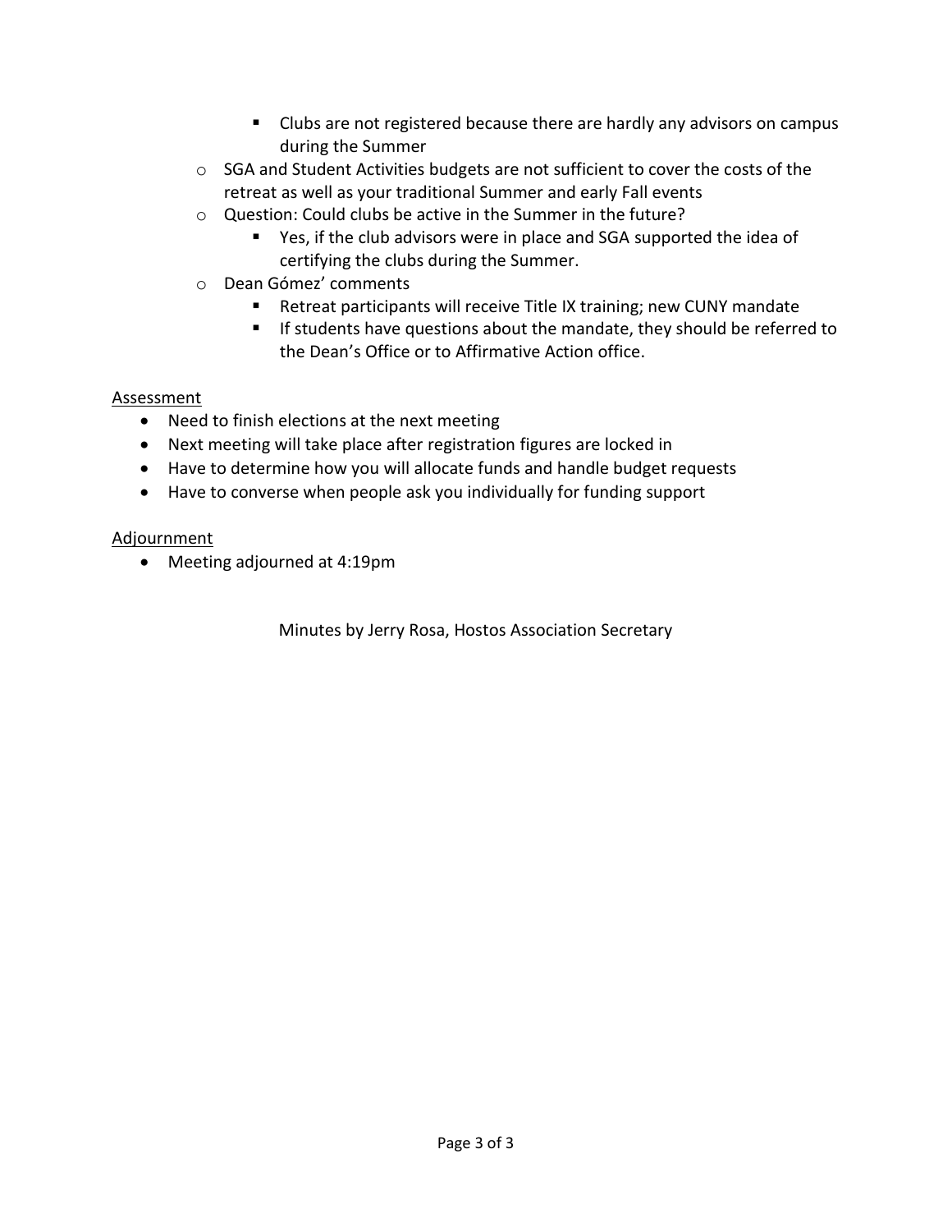- Clubs are not registered because there are hardly any advisors on campus during the Summer
    - SGA and Student Activities budgets are not sufficient to cover the costs of the retreat as well as your traditional Summer and early Fall events
    - Question: Could clubs be active in the Summer in the future?
        - Yes, if the club advisors were in place and SGA supported the idea of certifying the clubs during the Summer.
    - Dean Gómez' comments
        - Retreat participants will receive Title IX training; new CUNY mandate
        - If students have questions about the mandate, they should be referred to the Dean's Office or to Affirmative Action office.

<u>Assessment</u>

- Need to finish elections at the next meeting
- Next meeting will take place after registration figures are locked in
- Have to determine how you will allocate funds and handle budget requests
- Have to converse when people ask you individually for funding support

<u>Adjournment</u>

- Meeting adjourned at 4:19pm

Minutes by Jerry Rosa, Hostos Association Secretary